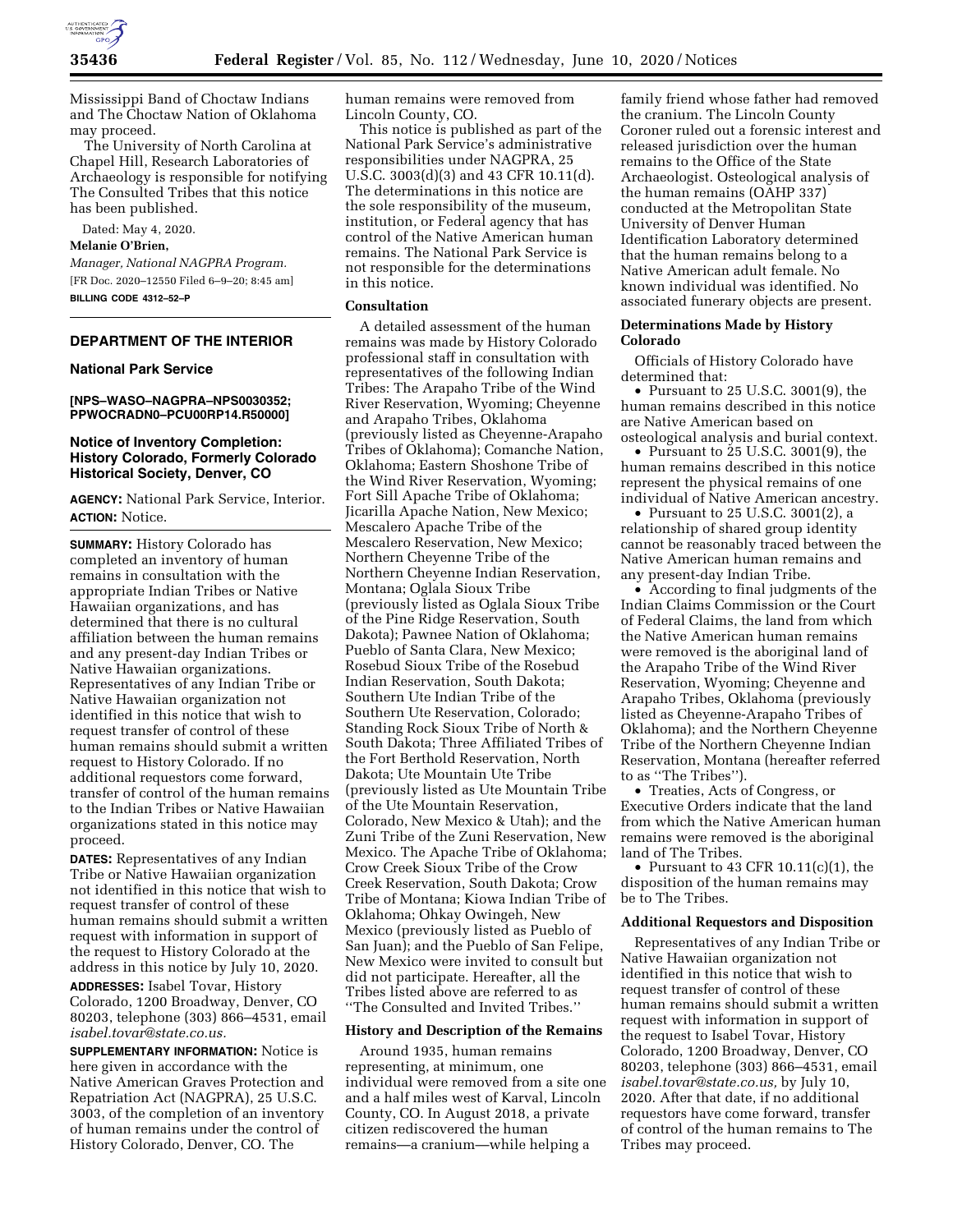Mississippi Band of Choctaw Indians and The Choctaw Nation of Oklahoma may proceed.

The University of North Carolina at Chapel Hill, Research Laboratories of Archaeology is responsible for notifying The Consulted Tribes that this notice has been published.

Dated: May 4, 2020.

**Melanie O'Brien,**

*Manager, National NAGPRA Program.*

[FR Doc. 2020–12550 Filed 6–9–20; 8:45 am]

**BILLING CODE 4312–52–P**

---

## DEPARTMENT OF THE INTERIOR

### National Park Service

**[NPS–WASO–NAGPRA–NPS0030352; PPWOCRADN0–PCU00RP14.R50000]**

## Notice of Inventory Completion: History Colorado, Formerly Colorado Historical Society, Denver, CO

**AGENCY:** National Park Service, Interior.

**ACTION:** Notice.

**SUMMARY:** History Colorado has completed an inventory of human remains in consultation with the appropriate Indian Tribes or Native Hawaiian organizations, and has determined that there is no cultural affiliation between the human remains and any present-day Indian Tribes or Native Hawaiian organizations. Representatives of any Indian Tribe or Native Hawaiian organization not identified in this notice that wish to request transfer of control of these human remains should submit a written request to History Colorado. If no additional requestors come forward, transfer of control of the human remains to the Indian Tribes or Native Hawaiian organizations stated in this notice may proceed.

**DATES:** Representatives of any Indian Tribe or Native Hawaiian organization not identified in this notice that wish to request transfer of control of these human remains should submit a written request with information in support of the request to History Colorado at the address in this notice by July 10, 2020.

**ADDRESSES:** Isabel Tovar, History Colorado, 1200 Broadway, Denver, CO 80203, telephone (303) 866–4531, email *isabel.tovar@state.co.us.*

**SUPPLEMENTARY INFORMATION:** Notice is here given in accordance with the Native American Graves Protection and Repatriation Act (NAGPRA), 25 U.S.C. 3003, of the completion of an inventory of human remains under the control of History Colorado, Denver, CO. The human remains were removed from Lincoln County, CO.

This notice is published as part of the National Park Service's administrative responsibilities under NAGPRA, 25 U.S.C. 3003(d)(3) and 43 CFR 10.11(d). The determinations in this notice are the sole responsibility of the museum, institution, or Federal agency that has control of the Native American human remains. The National Park Service is not responsible for the determinations in this notice.

### Consultation

A detailed assessment of the human remains was made by History Colorado professional staff in consultation with representatives of the following Indian Tribes: The Arapaho Tribe of the Wind River Reservation, Wyoming; Cheyenne and Arapaho Tribes, Oklahoma (previously listed as Cheyenne-Arapaho Tribes of Oklahoma); Comanche Nation, Oklahoma; Eastern Shoshone Tribe of the Wind River Reservation, Wyoming; Fort Sill Apache Tribe of Oklahoma; Jicarilla Apache Nation, New Mexico; Mescalero Apache Tribe of the Mescalero Reservation, New Mexico; Northern Cheyenne Tribe of the Northern Cheyenne Indian Reservation, Montana; Oglala Sioux Tribe (previously listed as Oglala Sioux Tribe of the Pine Ridge Reservation, South Dakota); Pawnee Nation of Oklahoma; Pueblo of Santa Clara, New Mexico; Rosebud Sioux Tribe of the Rosebud Indian Reservation, South Dakota; Southern Ute Indian Tribe of the Southern Ute Reservation, Colorado; Standing Rock Sioux Tribe of North & South Dakota; Three Affiliated Tribes of the Fort Berthold Reservation, North Dakota; Ute Mountain Ute Tribe (previously listed as Ute Mountain Tribe of the Ute Mountain Reservation, Colorado, New Mexico & Utah); and the Zuni Tribe of the Zuni Reservation, New Mexico. The Apache Tribe of Oklahoma; Crow Creek Sioux Tribe of the Crow Creek Reservation, South Dakota; Crow Tribe of Montana; Kiowa Indian Tribe of Oklahoma; Ohkay Owingeh, New Mexico (previously listed as Pueblo of San Juan); and the Pueblo of San Felipe, New Mexico were invited to consult but did not participate. Hereafter, all the Tribes listed above are referred to as "The Consulted and Invited Tribes."

### History and Description of the Remains

Around 1935, human remains representing, at minimum, one individual were removed from a site one and a half miles west of Karval, Lincoln County, CO. In August 2018, a private citizen rediscovered the human remains—a cranium—while helping a family friend whose father had removed the cranium. The Lincoln County Coroner ruled out a forensic interest and released jurisdiction over the human remains to the Office of the State Archaeologist. Osteological analysis of the human remains (OAHP 337) conducted at the Metropolitan State University of Denver Human Identification Laboratory determined that the human remains belong to a Native American adult female. No known individual was identified. No associated funerary objects are present.

### Determinations Made by History Colorado

Officials of History Colorado have determined that:

- Pursuant to 25 U.S.C. 3001(9), the human remains described in this notice are Native American based on osteological analysis and burial context.
- Pursuant to 25 U.S.C. 3001(9), the human remains described in this notice represent the physical remains of one individual of Native American ancestry.
- Pursuant to 25 U.S.C. 3001(2), a relationship of shared group identity cannot be reasonably traced between the Native American human remains and any present-day Indian Tribe.
- According to final judgments of the Indian Claims Commission or the Court of Federal Claims, the land from which the Native American human remains were removed is the aboriginal land of the Arapaho Tribe of the Wind River Reservation, Wyoming; Cheyenne and Arapaho Tribes, Oklahoma (previously listed as Cheyenne-Arapaho Tribes of Oklahoma); and the Northern Cheyenne Tribe of the Northern Cheyenne Indian Reservation, Montana (hereafter referred to as "The Tribes").
- Treaties, Acts of Congress, or Executive Orders indicate that the land from which the Native American human remains were removed is the aboriginal land of The Tribes.
- Pursuant to 43 CFR 10.11(c)(1), the disposition of the human remains may be to The Tribes.

### Additional Requestors and Disposition

Representatives of any Indian Tribe or Native Hawaiian organization not identified in this notice that wish to request transfer of control of these human remains should submit a written request with information in support of the request to Isabel Tovar, History Colorado, 1200 Broadway, Denver, CO 80203, telephone (303) 866–4531, email *isabel.tovar@state.co.us,* by July 10, 2020. After that date, if no additional requestors have come forward, transfer of control of the human remains to The Tribes may proceed.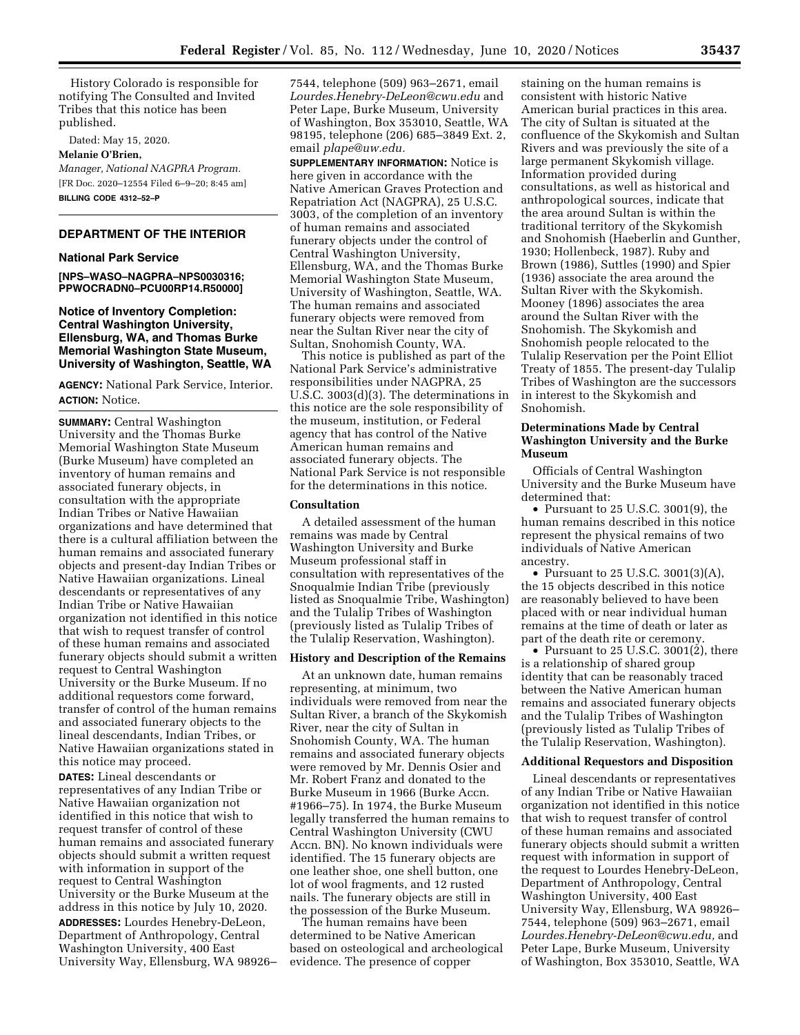History Colorado is responsible for notifying The Consulted and Invited Tribes that this notice has been published.

Dated: May 15, 2020.

**Melanie O'Brien,**

*Manager, National NAGPRA Program.*

[FR Doc. 2020–12554 Filed 6–9–20; 8:45 am]

**BILLING CODE 4312–52–P**

## DEPARTMENT OF THE INTERIOR

### National Park Service

**[NPS–WASO–NAGPRA–NPS0030316; PPWOCRADN0–PCU00RP14.R50000]**

### Notice of Inventory Completion: Central Washington University, Ellensburg, WA, and Thomas Burke Memorial Washington State Museum, University of Washington, Seattle, WA

**AGENCY:** National Park Service, Interior.

**ACTION:** Notice.

**SUMMARY:** Central Washington University and the Thomas Burke Memorial Washington State Museum (Burke Museum) have completed an inventory of human remains and associated funerary objects, in consultation with the appropriate Indian Tribes or Native Hawaiian organizations and have determined that there is a cultural affiliation between the human remains and associated funerary objects and present-day Indian Tribes or Native Hawaiian organizations. Lineal descendants or representatives of any Indian Tribe or Native Hawaiian organization not identified in this notice that wish to request transfer of control of these human remains and associated funerary objects should submit a written request to Central Washington University or the Burke Museum. If no additional requestors come forward, transfer of control of the human remains and associated funerary objects to the lineal descendants, Indian Tribes, or Native Hawaiian organizations stated in this notice may proceed.

**DATES:** Lineal descendants or representatives of any Indian Tribe or Native Hawaiian organization not identified in this notice that wish to request transfer of control of these human remains and associated funerary objects should submit a written request with information in support of the request to Central Washington University or the Burke Museum at the address in this notice by July 10, 2020.

**ADDRESSES:** Lourdes Henebry-DeLeon, Department of Anthropology, Central Washington University, 400 East University Way, Ellensburg, WA 98926–7544, telephone (509) 963–2671, email *Lourdes.Henebry-DeLeon@cwu.edu* and Peter Lape, Burke Museum, University of Washington, Box 353010, Seattle, WA 98195, telephone (206) 685–3849 Ext. 2, email *plape@uw.edu*.

**SUPPLEMENTARY INFORMATION:** Notice is here given in accordance with the Native American Graves Protection and Repatriation Act (NAGPRA), 25 U.S.C. 3003, of the completion of an inventory of human remains and associated funerary objects under the control of Central Washington University, Ellensburg, WA, and the Thomas Burke Memorial Washington State Museum, University of Washington, Seattle, WA. The human remains and associated funerary objects were removed from near the Sultan River near the city of Sultan, Snohomish County, WA.

This notice is published as part of the National Park Service's administrative responsibilities under NAGPRA, 25 U.S.C. 3003(d)(3). The determinations in this notice are the sole responsibility of the museum, institution, or Federal agency that has control of the Native American human remains and associated funerary objects. The National Park Service is not responsible for the determinations in this notice.

#### Consultation

A detailed assessment of the human remains was made by Central Washington University and Burke Museum professional staff in consultation with representatives of the Snoqualmie Indian Tribe (previously listed as Snoqualmie Tribe, Washington) and the Tulalip Tribes of Washington (previously listed as Tulalip Tribes of the Tulalip Reservation, Washington).

#### History and Description of the Remains

At an unknown date, human remains representing, at minimum, two individuals were removed from near the Sultan River, a branch of the Skykomish River, near the city of Sultan in Snohomish County, WA. The human remains and associated funerary objects were removed by Mr. Dennis Osier and Mr. Robert Franz and donated to the Burke Museum in 1966 (Burke Accn. #1966–75). In 1974, the Burke Museum legally transferred the human remains to Central Washington University (CWU Accn. BN). No known individuals were identified. The 15 funerary objects are one leather shoe, one shell button, one lot of wool fragments, and 12 rusted nails. The funerary objects are still in the possession of the Burke Museum.

The human remains have been determined to be Native American based on osteological and archeological evidence. The presence of copper staining on the human remains is consistent with historic Native American burial practices in this area. The city of Sultan is situated at the confluence of the Skykomish and Sultan Rivers and was previously the site of a large permanent Skykomish village. Information provided during consultations, as well as historical and anthropological sources, indicate that the area around Sultan is within the traditional territory of the Skykomish and Snohomish (Haeberlin and Gunther, 1930; Hollenbeck, 1987). Ruby and Brown (1986), Suttles (1990) and Spier (1936) associate the area around the Sultan River with the Skykomish. Mooney (1896) associates the area around the Sultan River with the Snohomish. The Skykomish and Snohomish people relocated to the Tulalip Reservation per the Point Elliot Treaty of 1855. The present-day Tulalip Tribes of Washington are the successors in interest to the Skykomish and Snohomish.

#### Determinations Made by Central Washington University and the Burke Museum

Officials of Central Washington University and the Burke Museum have determined that:

- Pursuant to 25 U.S.C. 3001(9), the human remains described in this notice represent the physical remains of two individuals of Native American ancestry.
- Pursuant to 25 U.S.C. 3001(3)(A), the 15 objects described in this notice are reasonably believed to have been placed with or near individual human remains at the time of death or later as part of the death rite or ceremony.
- Pursuant to 25 U.S.C. 3001(2), there is a relationship of shared group identity that can be reasonably traced between the Native American human remains and associated funerary objects and the Tulalip Tribes of Washington (previously listed as Tulalip Tribes of the Tulalip Reservation, Washington).

#### Additional Requestors and Disposition

Lineal descendants or representatives of any Indian Tribe or Native Hawaiian organization not identified in this notice that wish to request transfer of control of these human remains and associated funerary objects should submit a written request with information in support of the request to Lourdes Henebry-DeLeon, Department of Anthropology, Central Washington University, 400 East University Way, Ellensburg, WA 98926–7544, telephone (509) 963–2671, email *Lourdes.Henebry-DeLeon@cwu.edu,* and Peter Lape, Burke Museum, University of Washington, Box 353010, Seattle, WA